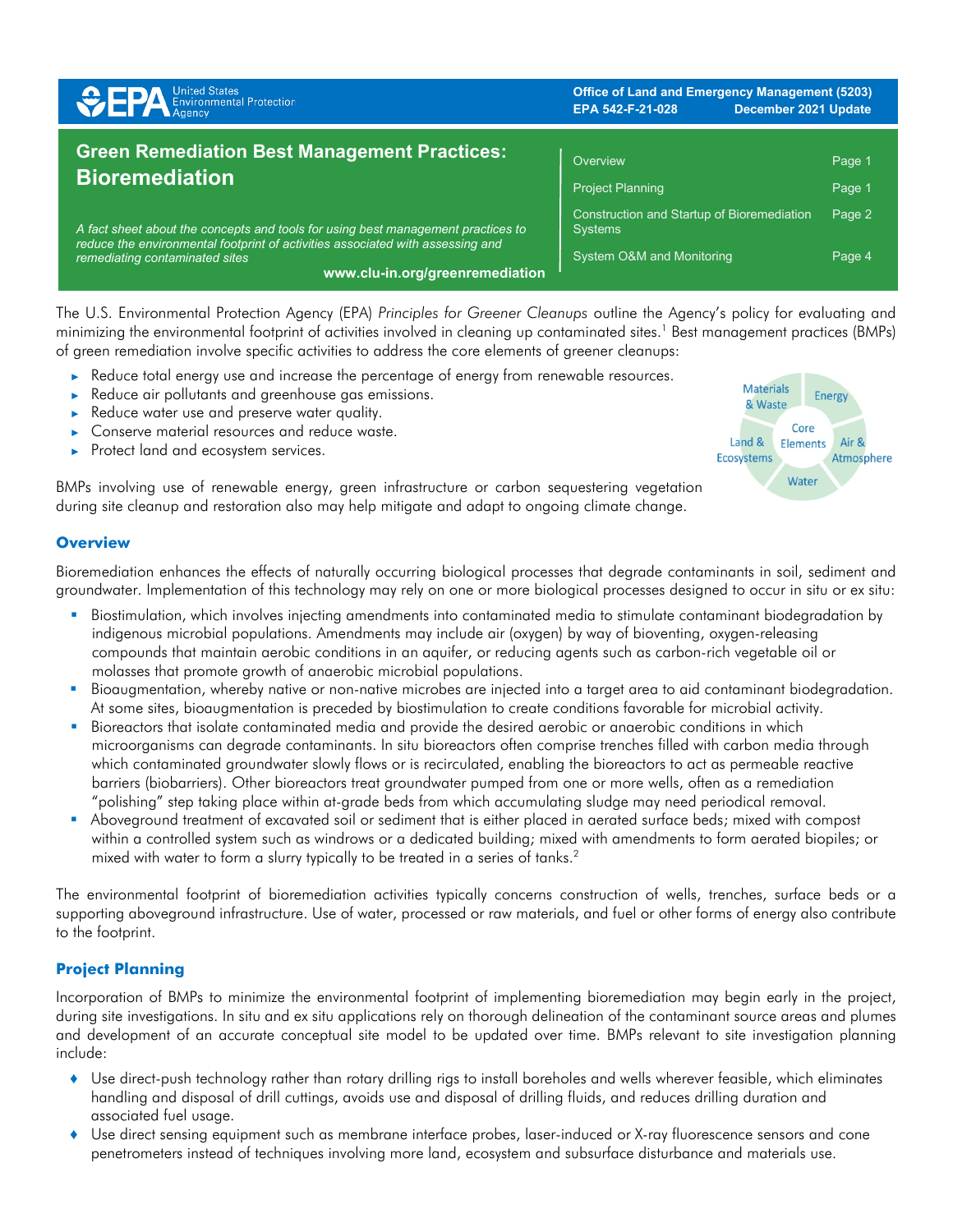United States Environmental Protection Agency

**Office of Land and Emergency Management (5203)**
**EPA 542-F-21-028 December 2021 Update**

# Green Remediation Best Management Practices: Bioremediation

*A fact sheet about the concepts and tools for using best management practices to reduce the environmental footprint of activities associated with assessing and remediating contaminated sites*

**www.clu-in.org/greenremediation**

| | |
|---|---|
| Overview | Page 1 |
| Project Planning | Page 1 |
| Construction and Startup of Bioremediation Systems | Page 2 |
| System O&M and Monitoring | Page 4 |

The U.S. Environmental Protection Agency (EPA) *Principles for Greener Cleanups* outline the Agency's policy for evaluating and minimizing the environmental footprint of activities involved in cleaning up contaminated sites.[1] Best management practices (BMPs) of green remediation involve specific activities to address the core elements of greener cleanups:

- Reduce total energy use and increase the percentage of energy from renewable resources.
- Reduce air pollutants and greenhouse gas emissions.
- Reduce water use and preserve water quality.
- Conserve material resources and reduce waste.
- Protect land and ecosystem services.

Core Elements: Materials & Waste, Energy, Air & Atmosphere, Water, Land & Ecosystems

BMPs involving use of renewable energy, green infrastructure or carbon sequestering vegetation during site cleanup and restoration also may help mitigate and adapt to ongoing climate change.

## Overview

Bioremediation enhances the effects of naturally occurring biological processes that degrade contaminants in soil, sediment and groundwater. Implementation of this technology may rely on one or more biological processes designed to occur in situ or ex situ:

- Biostimulation, which involves injecting amendments into contaminated media to stimulate contaminant biodegradation by indigenous microbial populations. Amendments may include air (oxygen) by way of bioventing, oxygen-releasing compounds that maintain aerobic conditions in an aquifer, or reducing agents such as carbon-rich vegetable oil or molasses that promote growth of anaerobic microbial populations.
- Bioaugmentation, whereby native or non-native microbes are injected into a target area to aid contaminant biodegradation. At some sites, bioaugmentation is preceded by biostimulation to create conditions favorable for microbial activity.
- Bioreactors that isolate contaminated media and provide the desired aerobic or anaerobic conditions in which microorganisms can degrade contaminants. In situ bioreactors often comprise trenches filled with carbon media through which contaminated groundwater slowly flows or is recirculated, enabling the bioreactors to act as permeable reactive barriers (biobarriers). Other bioreactors treat groundwater pumped from one or more wells, often as a remediation "polishing" step taking place within at-grade beds from which accumulating sludge may need periodical removal.
- Aboveground treatment of excavated soil or sediment that is either placed in aerated surface beds; mixed with compost within a controlled system such as windrows or a dedicated building; mixed with amendments to form aerated biopiles; or mixed with water to form a slurry typically to be treated in a series of tanks.[2]

The environmental footprint of bioremediation activities typically concerns construction of wells, trenches, surface beds or a supporting aboveground infrastructure. Use of water, processed or raw materials, and fuel or other forms of energy also contribute to the footprint.

## Project Planning

Incorporation of BMPs to minimize the environmental footprint of implementing bioremediation may begin early in the project, during site investigations. In situ and ex situ applications rely on thorough delineation of the contaminant source areas and plumes and development of an accurate conceptual site model to be updated over time. BMPs relevant to site investigation planning include:

- Use direct-push technology rather than rotary drilling rigs to install boreholes and wells wherever feasible, which eliminates handling and disposal of drill cuttings, avoids use and disposal of drilling fluids, and reduces drilling duration and associated fuel usage.
- Use direct sensing equipment such as membrane interface probes, laser-induced or X-ray fluorescence sensors and cone penetrometers instead of techniques involving more land, ecosystem and subsurface disturbance and materials use.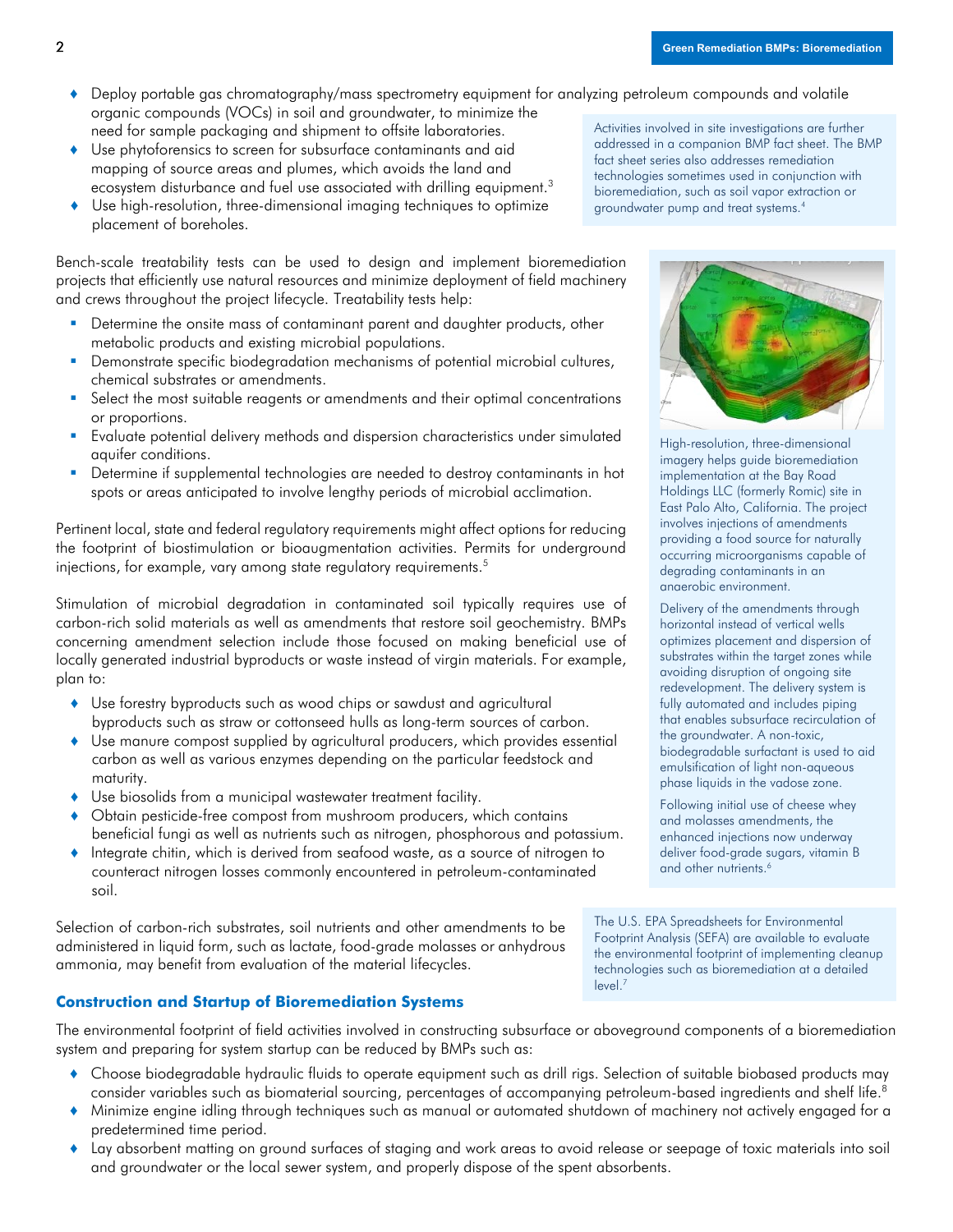- Deploy portable gas chromatography/mass spectrometry equipment for analyzing petroleum compounds and volatile organic compounds (VOCs) in soil and groundwater, to minimize the need for sample packaging and shipment to offsite laboratories.
- Use phytoforensics to screen for subsurface contaminants and aid mapping of source areas and plumes, which avoids the land and ecosystem disturbance and fuel use associated with drilling equipment.[3]
- Use high-resolution, three-dimensional imaging techniques to optimize placement of boreholes.

Activities involved in site investigations are further addressed in a companion BMP fact sheet. The BMP fact sheet series also addresses remediation technologies sometimes used in conjunction with bioremediation, such as soil vapor extraction or groundwater pump and treat systems.[4]

Bench-scale treatability tests can be used to design and implement bioremediation projects that efficiently use natural resources and minimize deployment of field machinery and crews throughout the project lifecycle. Treatability tests help:

- Determine the onsite mass of contaminant parent and daughter products, other metabolic products and existing microbial populations.
- Demonstrate specific biodegradation mechanisms of potential microbial cultures, chemical substrates or amendments.
- Select the most suitable reagents or amendments and their optimal concentrations or proportions.
- Evaluate potential delivery methods and dispersion characteristics under simulated aquifer conditions.
- Determine if supplemental technologies are needed to destroy contaminants in hot spots or areas anticipated to involve lengthy periods of microbial acclimation.

High-resolution, three-dimensional imagery helps guide bioremediation implementation at the Bay Road Holdings LLC (formerly Romic) site in East Palo Alto, California. The project involves injections of amendments providing a food source for naturally occurring microorganisms capable of degrading contaminants in an anaerobic environment.

Delivery of the amendments through horizontal instead of vertical wells optimizes placement and dispersion of substrates within the target zones while avoiding disruption of ongoing site redevelopment. The delivery system is fully automated and includes piping that enables subsurface recirculation of the groundwater. A non-toxic, biodegradable surfactant is used to aid emulsification of light non-aqueous phase liquids in the vadose zone.

Following initial use of cheese whey and molasses amendments, the enhanced injections now underway deliver food-grade sugars, vitamin B and other nutrients.[6]

Pertinent local, state and federal regulatory requirements might affect options for reducing the footprint of biostimulation or bioaugmentation activities. Permits for underground injections, for example, vary among state regulatory requirements.[5]

Stimulation of microbial degradation in contaminated soil typically requires use of carbon-rich solid materials as well as amendments that restore soil geochemistry. BMPs concerning amendment selection include those focused on making beneficial use of locally generated industrial byproducts or waste instead of virgin materials. For example, plan to:

- Use forestry byproducts such as wood chips or sawdust and agricultural byproducts such as straw or cottonseed hulls as long-term sources of carbon.
- Use manure compost supplied by agricultural producers, which provides essential carbon as well as various enzymes depending on the particular feedstock and maturity.
- Use biosolids from a municipal wastewater treatment facility.
- Obtain pesticide-free compost from mushroom producers, which contains beneficial fungi as well as nutrients such as nitrogen, phosphorous and potassium.
- Integrate chitin, which is derived from seafood waste, as a source of nitrogen to counteract nitrogen losses commonly encountered in petroleum-contaminated soil.

Selection of carbon-rich substrates, soil nutrients and other amendments to be administered in liquid form, such as lactate, food-grade molasses or anhydrous ammonia, may benefit from evaluation of the material lifecycles.

The U.S. EPA Spreadsheets for Environmental Footprint Analysis (SEFA) are available to evaluate the environmental footprint of implementing cleanup technologies such as bioremediation at a detailed level.[7]

### Construction and Startup of Bioremediation Systems

The environmental footprint of field activities involved in constructing subsurface or aboveground components of a bioremediation system and preparing for system startup can be reduced by BMPs such as:

- Choose biodegradable hydraulic fluids to operate equipment such as drill rigs. Selection of suitable biobased products may consider variables such as biomaterial sourcing, percentages of accompanying petroleum-based ingredients and shelf life.[8]
- Minimize engine idling through techniques such as manual or automated shutdown of machinery not actively engaged for a predetermined time period.
- Lay absorbent matting on ground surfaces of staging and work areas to avoid release or seepage of toxic materials into soil and groundwater or the local sewer system, and properly dispose of the spent absorbents.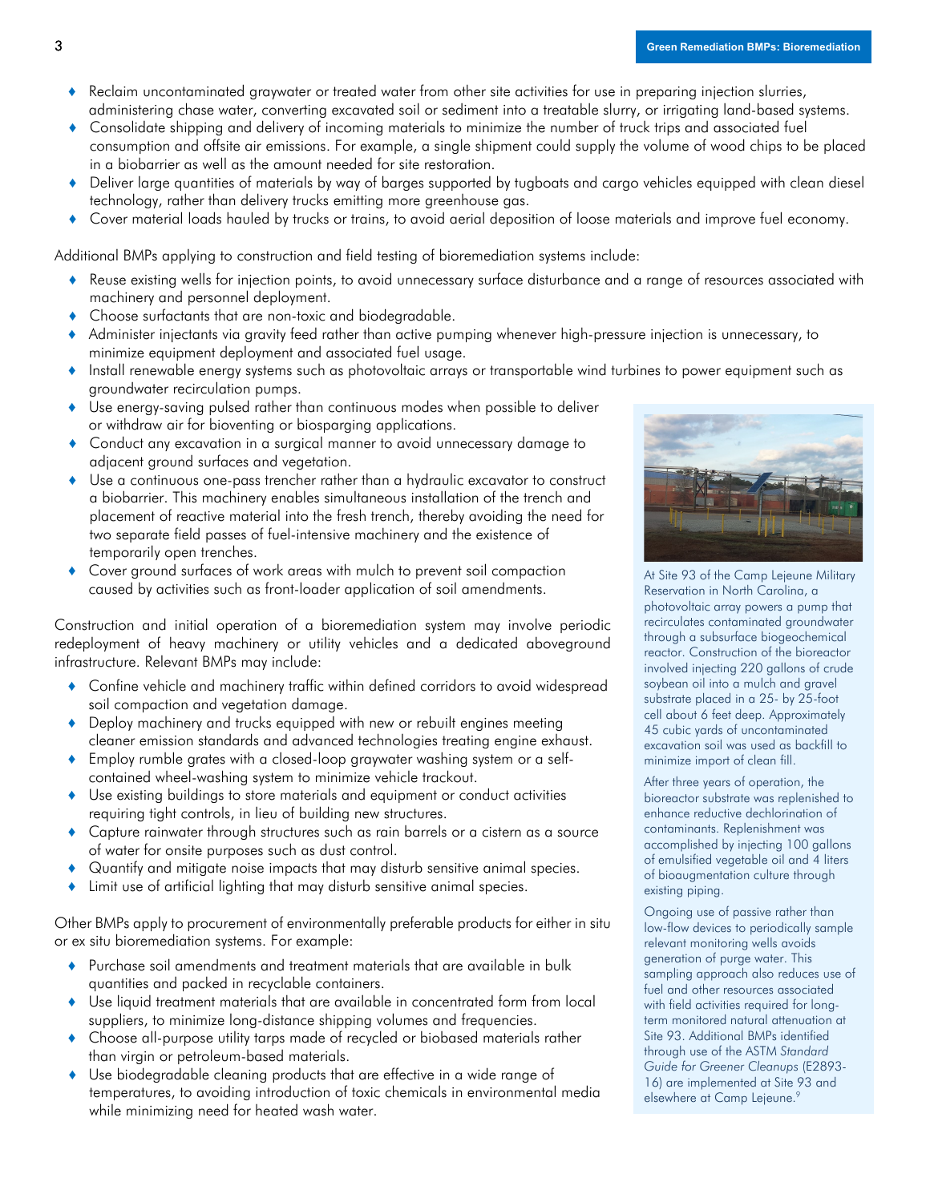- Reclaim uncontaminated graywater or treated water from other site activities for use in preparing injection slurries, administering chase water, converting excavated soil or sediment into a treatable slurry, or irrigating land-based systems.
- Consolidate shipping and delivery of incoming materials to minimize the number of truck trips and associated fuel consumption and offsite air emissions. For example, a single shipment could supply the volume of wood chips to be placed in a biobarrier as well as the amount needed for site restoration.
- Deliver large quantities of materials by way of barges supported by tugboats and cargo vehicles equipped with clean diesel technology, rather than delivery trucks emitting more greenhouse gas.
- Cover material loads hauled by trucks or trains, to avoid aerial deposition of loose materials and improve fuel economy.

Additional BMPs applying to construction and field testing of bioremediation systems include:

- Reuse existing wells for injection points, to avoid unnecessary surface disturbance and a range of resources associated with machinery and personnel deployment.
- Choose surfactants that are non-toxic and biodegradable.
- Administer injectants via gravity feed rather than active pumping whenever high-pressure injection is unnecessary, to minimize equipment deployment and associated fuel usage.
- Install renewable energy systems such as photovoltaic arrays or transportable wind turbines to power equipment such as groundwater recirculation pumps.
- Use energy-saving pulsed rather than continuous modes when possible to deliver or withdraw air for bioventing or biosparging applications.
- Conduct any excavation in a surgical manner to avoid unnecessary damage to adjacent ground surfaces and vegetation.
- Use a continuous one-pass trencher rather than a hydraulic excavator to construct a biobarrier. This machinery enables simultaneous installation of the trench and placement of reactive material into the fresh trench, thereby avoiding the need for two separate field passes of fuel-intensive machinery and the existence of temporarily open trenches.
- Cover ground surfaces of work areas with mulch to prevent soil compaction caused by activities such as front-loader application of soil amendments.

Construction and initial operation of a bioremediation system may involve periodic redeployment of heavy machinery or utility vehicles and a dedicated aboveground infrastructure. Relevant BMPs may include:

- Confine vehicle and machinery traffic within defined corridors to avoid widespread soil compaction and vegetation damage.
- Deploy machinery and trucks equipped with new or rebuilt engines meeting cleaner emission standards and advanced technologies treating engine exhaust.
- Employ rumble grates with a closed-loop graywater washing system or a self-contained wheel-washing system to minimize vehicle trackout.
- Use existing buildings to store materials and equipment or conduct activities requiring tight controls, in lieu of building new structures.
- Capture rainwater through structures such as rain barrels or a cistern as a source of water for onsite purposes such as dust control.
- Quantify and mitigate noise impacts that may disturb sensitive animal species.
- Limit use of artificial lighting that may disturb sensitive animal species.

Other BMPs apply to procurement of environmentally preferable products for either in situ or ex situ bioremediation systems. For example:

- Purchase soil amendments and treatment materials that are available in bulk quantities and packed in recyclable containers.
- Use liquid treatment materials that are available in concentrated form from local suppliers, to minimize long-distance shipping volumes and frequencies.
- Choose all-purpose utility tarps made of recycled or biobased materials rather than virgin or petroleum-based materials.
- Use biodegradable cleaning products that are effective in a wide range of temperatures, to avoiding introduction of toxic chemicals in environmental media while minimizing need for heated wash water.

At Site 93 of the Camp Lejeune Military Reservation in North Carolina, a photovoltaic array powers a pump that recirculates contaminated groundwater through a subsurface biogeochemical reactor. Construction of the bioreactor involved injecting 220 gallons of crude soybean oil into a mulch and gravel substrate placed in a 25- by 25-foot cell about 6 feet deep. Approximately 45 cubic yards of uncontaminated excavation soil was used as backfill to minimize import of clean fill.

After three years of operation, the bioreactor substrate was replenished to enhance reductive dechlorination of contaminants. Replenishment was accomplished by injecting 100 gallons of emulsified vegetable oil and 4 liters of bioaugmentation culture through existing piping.

Ongoing use of passive rather than low-flow devices to periodically sample relevant monitoring wells avoids generation of purge water. This sampling approach also reduces use of fuel and other resources associated with field activities required for long-term monitored natural attenuation at Site 93. Additional BMPs identified through use of the ASTM *Standard Guide for Greener Cleanups* (E2893-16) are implemented at Site 93 and elsewhere at Camp Lejeune.[9]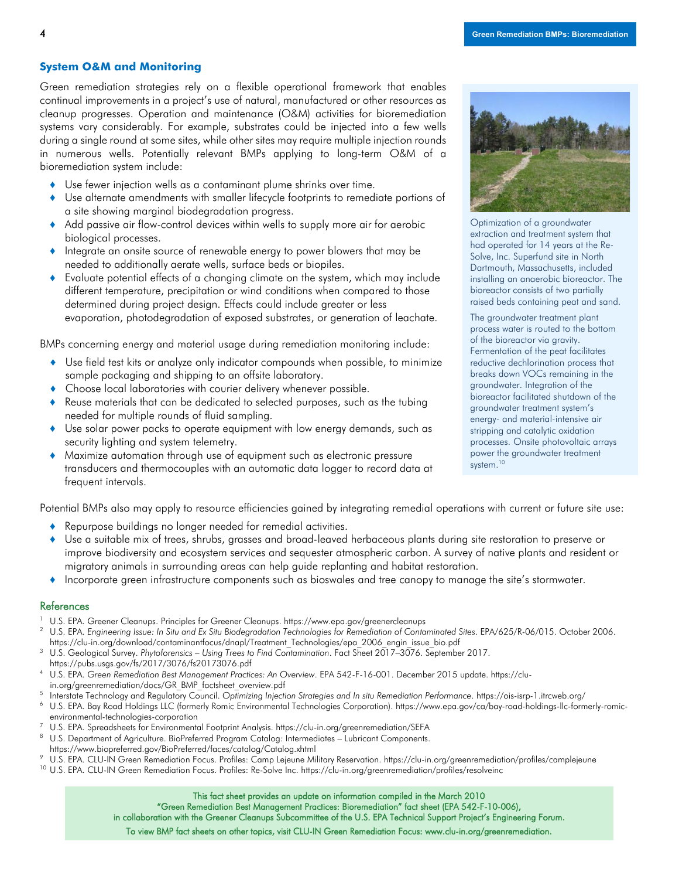## System O&M and Monitoring

Green remediation strategies rely on a flexible operational framework that enables continual improvements in a project's use of natural, manufactured or other resources as cleanup progresses. Operation and maintenance (O&M) activities for bioremediation systems vary considerably. For example, substrates could be injected into a few wells during a single round at some sites, while other sites may require multiple injection rounds in numerous wells. Potentially relevant BMPs applying to long-term O&M of a bioremediation system include:

- Use fewer injection wells as a contaminant plume shrinks over time.
- Use alternate amendments with smaller lifecycle footprints to remediate portions of a site showing marginal biodegradation progress.
- Add passive air flow-control devices within wells to supply more air for aerobic biological processes.
- Integrate an onsite source of renewable energy to power blowers that may be needed to additionally aerate wells, surface beds or biopiles.
- Evaluate potential effects of a changing climate on the system, which may include different temperature, precipitation or wind conditions when compared to those determined during project design. Effects could include greater or less evaporation, photodegradation of exposed substrates, or generation of leachate.

BMPs concerning energy and material usage during remediation monitoring include:

- Use field test kits or analyze only indicator compounds when possible, to minimize sample packaging and shipping to an offsite laboratory.
- Choose local laboratories with courier delivery whenever possible.
- Reuse materials that can be dedicated to selected purposes, such as the tubing needed for multiple rounds of fluid sampling.
- Use solar power packs to operate equipment with low energy demands, such as security lighting and system telemetry.
- Maximize automation through use of equipment such as electronic pressure transducers and thermocouples with an automatic data logger to record data at frequent intervals.

Optimization of a groundwater extraction and treatment system that had operated for 14 years at the Re-Solve, Inc. Superfund site in North Dartmouth, Massachusetts, included installing an anaerobic bioreactor. The bioreactor consists of two partially raised beds containing peat and sand.

The groundwater treatment plant process water is routed to the bottom of the bioreactor via gravity. Fermentation of the peat facilitates reductive dechlorination process that breaks down VOCs remaining in the groundwater. Integration of the bioreactor facilitated shutdown of the groundwater treatment system's energy- and material-intensive air stripping and catalytic oxidation processes. Onsite photovoltaic arrays power the groundwater treatment system.[10]

Potential BMPs also may apply to resource efficiencies gained by integrating remedial operations with current or future site use:

- Repurpose buildings no longer needed for remedial activities.
- Use a suitable mix of trees, shrubs, grasses and broad-leaved herbaceous plants during site restoration to preserve or improve biodiversity and ecosystem services and sequester atmospheric carbon. A survey of native plants and resident or migratory animals in surrounding areas can help guide replanting and habitat restoration.
- Incorporate green infrastructure components such as bioswales and tree canopy to manage the site's stormwater.

### References

1. U.S. EPA. Greener Cleanups. Principles for Greener Cleanups. https://www.epa.gov/greenercleanups
2. U.S. EPA. *Engineering Issue: In Situ and Ex Situ Biodegradation Technologies for Remediation of Contaminated Sites*. EPA/625/R-06/015. October 2006. https://clu-in.org/download/contaminantfocus/dnapl/Treatment_Technologies/epa_2006_engin_issue_bio.pdf
3. U.S. Geological Survey. *Phytoforensics – Using Trees to Find Contamination*. Fact Sheet 2017–3076. September 2017. https://pubs.usgs.gov/fs/2017/3076/fs20173076.pdf
4. U.S. EPA. *Green Remediation Best Management Practices: An Overview*. EPA 542-F-16-001. December 2015 update. https://clu-in.org/greenremediation/docs/GR_BMP_factsheet_overview.pdf
5. Interstate Technology and Regulatory Council. *Optimizing Injection Strategies and In situ Remediation Performance*. https://ois-isrp-1.itrcweb.org/
6. U.S. EPA. Bay Road Holdings LLC (formerly Romic Environmental Technologies Corporation). https://www.epa.gov/ca/bay-road-holdings-llc-formerly-romic-environmental-technologies-corporation
7. U.S. EPA. Spreadsheets for Environmental Footprint Analysis. https://clu-in.org/greenremediation/SEFA
8. U.S. Department of Agriculture. BioPreferred Program Catalog: Intermediates – Lubricant Components. https://www.biopreferred.gov/BioPreferred/faces/catalog/Catalog.xhtml
9. U.S. EPA. CLU-IN Green Remediation Focus. Profiles: Camp Lejeune Military Reservation. https://clu-in.org/greenremediation/profiles/camplejeune
10. U.S. EPA. CLU-IN Green Remediation Focus. Profiles: Re-Solve Inc. https://clu-in.org/greenremediation/profiles/resolveinc

This fact sheet provides an update on information compiled in the March 2010 "Green Remediation Best Management Practices: Bioremediation" fact sheet (EPA 542-F-10-006), in collaboration with the Greener Cleanups Subcommittee of the U.S. EPA Technical Support Project's Engineering Forum.

To view BMP fact sheets on other topics, visit CLU-IN Green Remediation Focus: www.clu-in.org/greenremediation.